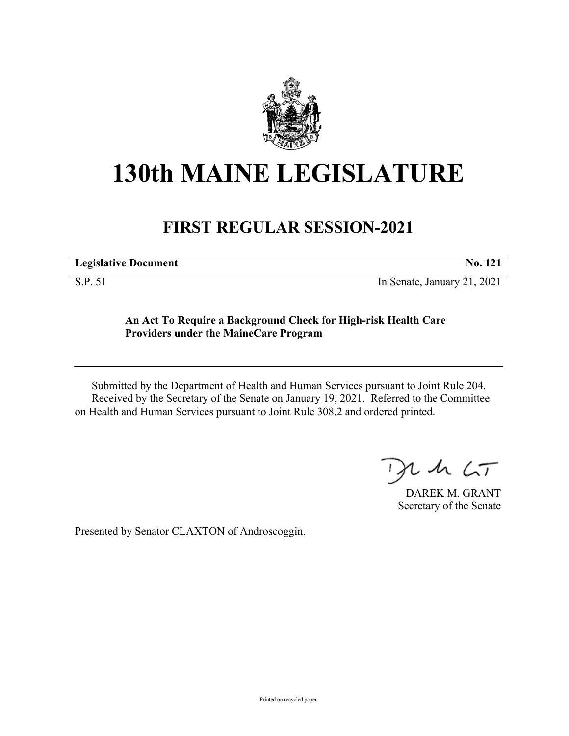# 130th MAINE LEGISLATURE

## FIRST REGULAR SESSION-2021

| **Legislative Document** | **No. 121** |
|---|---|
| S.P. 51 | In Senate, January 21, 2021 |

**An Act To Require a Background Check for High-risk Health Care Providers under the MaineCare Program**

Submitted by the Department of Health and Human Services pursuant to Joint Rule 204.
Received by the Secretary of the Senate on January 19, 2021. Referred to the Committee on Health and Human Services pursuant to Joint Rule 308.2 and ordered printed.

DAREK M. GRANT
Secretary of the Senate

Presented by Senator CLAXTON of Androscoggin.

Printed on recycled paper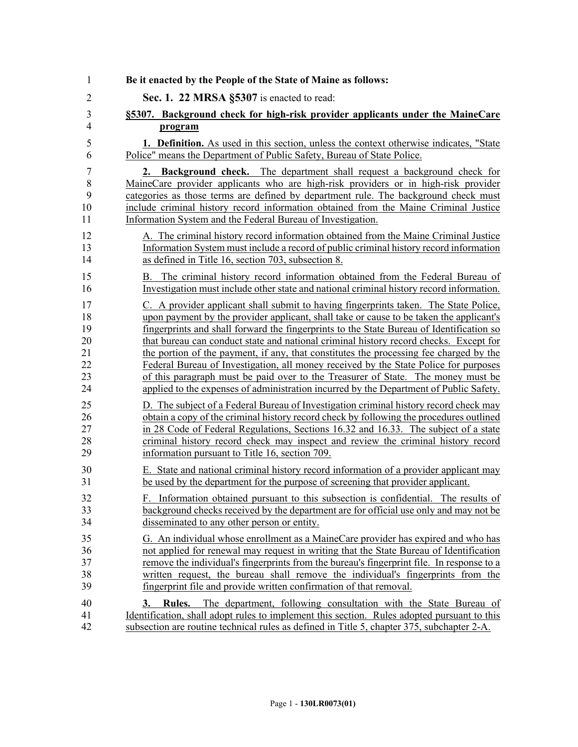**Be it enacted by the People of the State of Maine as follows:**

**Sec. 1. 22 MRSA §5307** is enacted to read:

**§5307. Background check for high-risk provider applicants under the MaineCare program**

**1. Definition.** As used in this section, unless the context otherwise indicates, "State Police" means the Department of Public Safety, Bureau of State Police.

**2. Background check.** The department shall request a background check for MaineCare provider applicants who are high-risk providers or in high-risk provider categories as those terms are defined by department rule. The background check must include criminal history record information obtained from the Maine Criminal Justice Information System and the Federal Bureau of Investigation.

A. The criminal history record information obtained from the Maine Criminal Justice Information System must include a record of public criminal history record information as defined in Title 16, section 703, subsection 8.

B. The criminal history record information obtained from the Federal Bureau of Investigation must include other state and national criminal history record information.

C. A provider applicant shall submit to having fingerprints taken. The State Police, upon payment by the provider applicant, shall take or cause to be taken the applicant's fingerprints and shall forward the fingerprints to the State Bureau of Identification so that bureau can conduct state and national criminal history record checks. Except for the portion of the payment, if any, that constitutes the processing fee charged by the Federal Bureau of Investigation, all money received by the State Police for purposes of this paragraph must be paid over to the Treasurer of State. The money must be applied to the expenses of administration incurred by the Department of Public Safety.

D. The subject of a Federal Bureau of Investigation criminal history record check may obtain a copy of the criminal history record check by following the procedures outlined in 28 Code of Federal Regulations, Sections 16.32 and 16.33. The subject of a state criminal history record check may inspect and review the criminal history record information pursuant to Title 16, section 709.

E. State and national criminal history record information of a provider applicant may be used by the department for the purpose of screening that provider applicant.

F. Information obtained pursuant to this subsection is confidential. The results of background checks received by the department are for official use only and may not be disseminated to any other person or entity.

G. An individual whose enrollment as a MaineCare provider has expired and who has not applied for renewal may request in writing that the State Bureau of Identification remove the individual's fingerprints from the bureau's fingerprint file. In response to a written request, the bureau shall remove the individual's fingerprints from the fingerprint file and provide written confirmation of that removal.

**3. Rules.** The department, following consultation with the State Bureau of Identification, shall adopt rules to implement this section. Rules adopted pursuant to this subsection are routine technical rules as defined in Title 5, chapter 375, subchapter 2-A.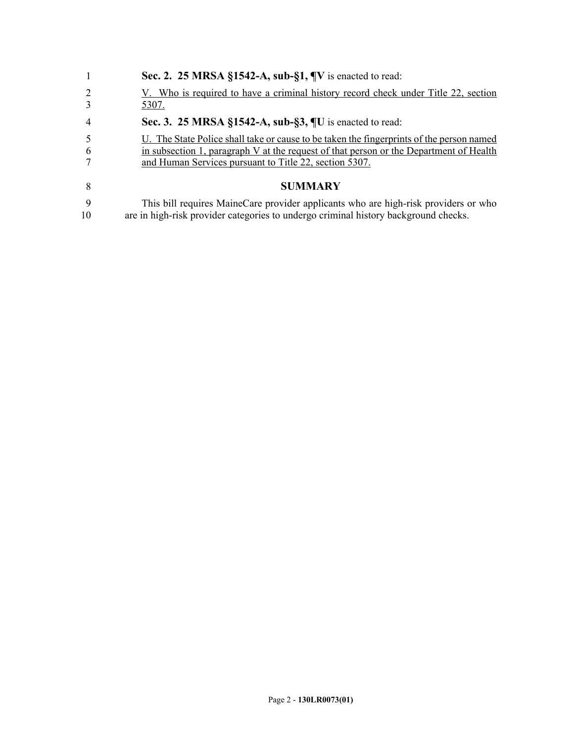**Sec. 2. 25 MRSA §1542-A, sub-§1, ¶V** is enacted to read:

V. Who is required to have a criminal history record check under Title 22, section 5307.

**Sec. 3. 25 MRSA §1542-A, sub-§3, ¶U** is enacted to read:

U. The State Police shall take or cause to be taken the fingerprints of the person named in subsection 1, paragraph V at the request of that person or the Department of Health and Human Services pursuant to Title 22, section 5307.

## SUMMARY

This bill requires MaineCare provider applicants who are high-risk providers or who are in high-risk provider categories to undergo criminal history background checks.